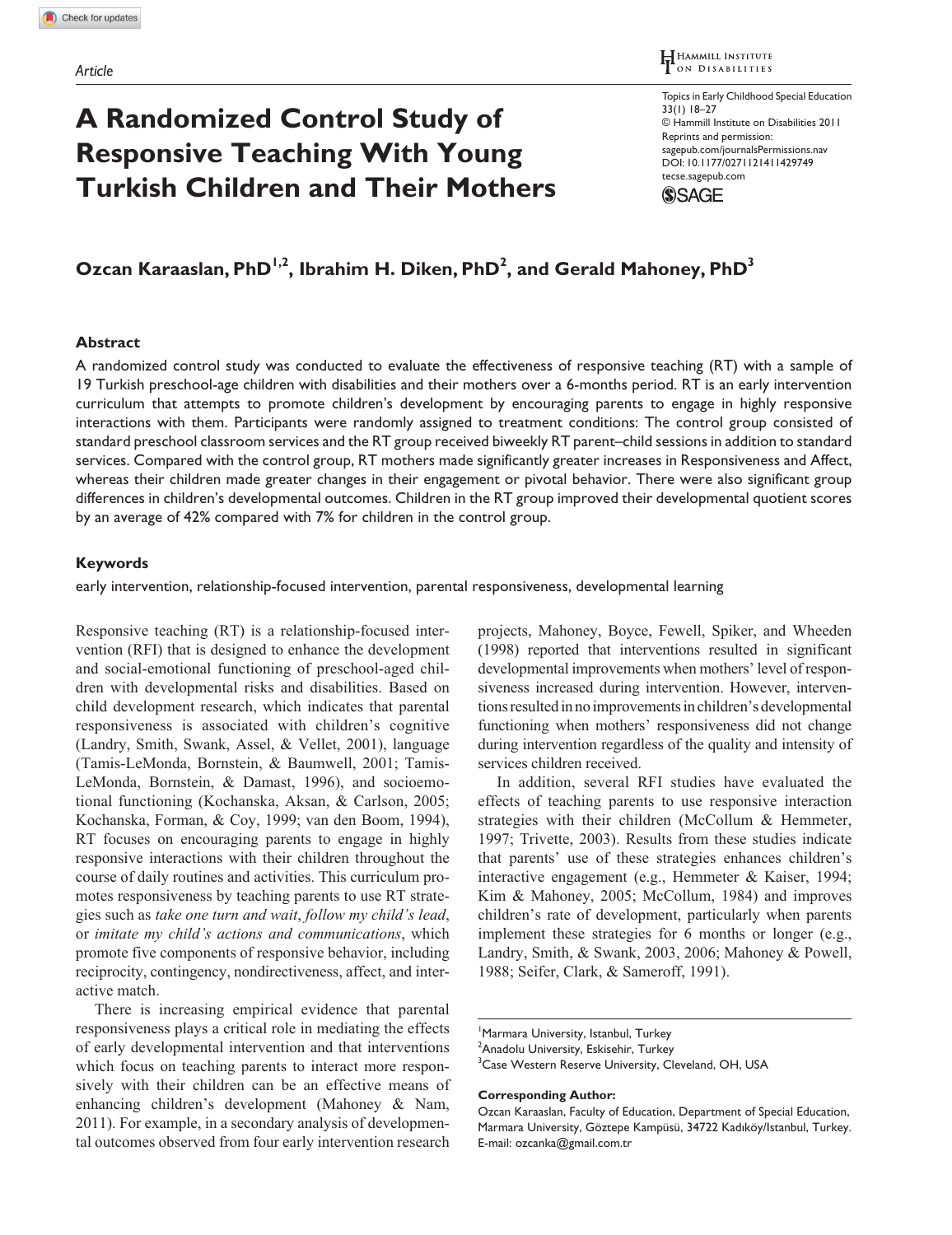Article

# A Randomized Control Study of Responsive Teaching With Young Turkish Children and Their Mothers

**Ozcan Karaaslan, PhD[1,2], Ibrahim H. Diken, PhD[2], and Gerald Mahoney, PhD[3]**

## Abstract

A randomized control study was conducted to evaluate the effectiveness of responsive teaching (RT) with a sample of 19 Turkish preschool-age children with disabilities and their mothers over a 6-months period. RT is an early intervention curriculum that attempts to promote children's development by encouraging parents to engage in highly responsive interactions with them. Participants were randomly assigned to treatment conditions: The control group consisted of standard preschool classroom services and the RT group received biweekly RT parent–child sessions in addition to standard services. Compared with the control group, RT mothers made significantly greater increases in Responsiveness and Affect, whereas their children made greater changes in their engagement or pivotal behavior. There were also significant group differences in children's developmental outcomes. Children in the RT group improved their developmental quotient scores by an average of 42% compared with 7% for children in the control group.

## Keywords

early intervention, relationship-focused intervention, parental responsiveness, developmental learning

Responsive teaching (RT) is a relationship-focused intervention (RFI) that is designed to enhance the development and social-emotional functioning of preschool-aged children with developmental risks and disabilities. Based on child development research, which indicates that parental responsiveness is associated with children's cognitive (Landry, Smith, Swank, Assel, & Vellet, 2001), language (Tamis-LeMonda, Bornstein, & Baumwell, 2001; Tamis-LeMonda, Bornstein, & Damast, 1996), and socioemotional functioning (Kochanska, Aksan, & Carlson, 2005; Kochanska, Forman, & Coy, 1999; van den Boom, 1994), RT focuses on encouraging parents to engage in highly responsive interactions with their children throughout the course of daily routines and activities. This curriculum promotes responsiveness by teaching parents to use RT strategies such as *take one turn and wait*, *follow my child's lead*, or *imitate my child's actions and communications*, which promote five components of responsive behavior, including reciprocity, contingency, nondirectiveness, affect, and interactive match.

There is increasing empirical evidence that parental responsiveness plays a critical role in mediating the effects of early developmental intervention and that interventions which focus on teaching parents to interact more responsively with their children can be an effective means of enhancing children's development (Mahoney & Nam, 2011). For example, in a secondary analysis of developmental outcomes observed from four early intervention research projects, Mahoney, Boyce, Fewell, Spiker, and Wheeden (1998) reported that interventions resulted in significant developmental improvements when mothers' level of responsiveness increased during intervention. However, interventions resulted in no improvements in children's developmental functioning when mothers' responsiveness did not change during intervention regardless of the quality and intensity of services children received.

In addition, several RFI studies have evaluated the effects of teaching parents to use responsive interaction strategies with their children (McCollum & Hemmeter, 1997; Trivette, 2003). Results from these studies indicate that parents' use of these strategies enhances children's interactive engagement (e.g., Hemmeter & Kaiser, 1994; Kim & Mahoney, 2005; McCollum, 1984) and improves children's rate of development, particularly when parents implement these strategies for 6 months or longer (e.g., Landry, Smith, & Swank, 2003, 2006; Mahoney & Powell, 1988; Seifer, Clark, & Sameroff, 1991).

[1]Marmara University, Istanbul, Turkey
[2]Anadolu University, Eskisehir, Turkey
[3]Case Western Reserve University, Cleveland, OH, USA

**Corresponding Author:**
Ozcan Karaaslan, Faculty of Education, Department of Special Education, Marmara University, Göztepe Kampüsü, 34722 Kadıköy/Istanbul, Turkey.
E-mail: ozcanka@gmail.com.tr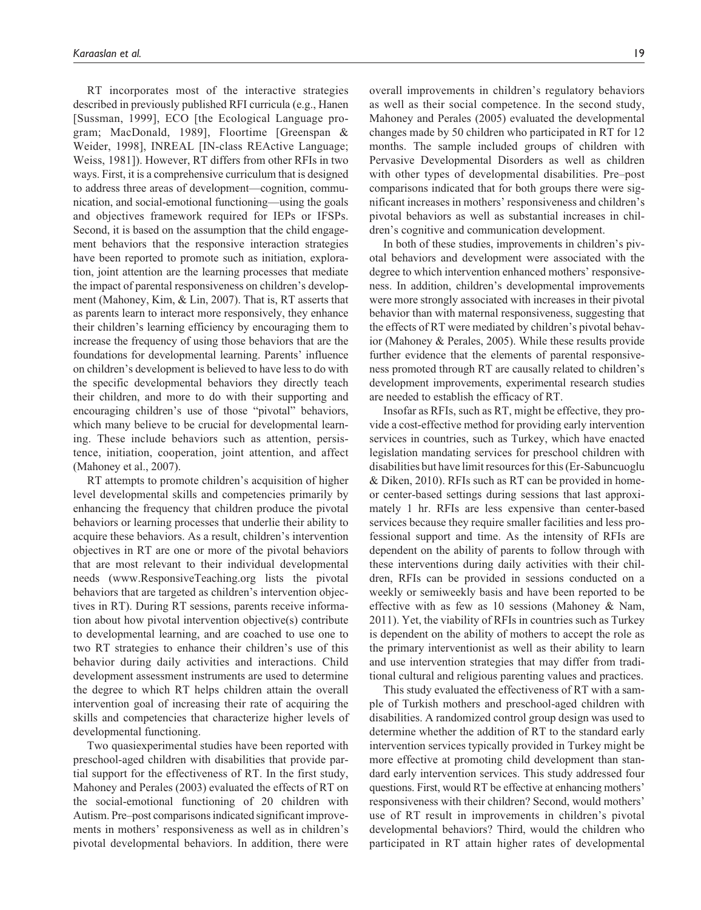RT incorporates most of the interactive strategies described in previously published RFI curricula (e.g., Hanen [Sussman, 1999], ECO [the Ecological Language program; MacDonald, 1989], Floortime [Greenspan & Weider, 1998], INREAL [IN-class REActive Language; Weiss, 1981]). However, RT differs from other RFIs in two ways. First, it is a comprehensive curriculum that is designed to address three areas of development—cognition, communication, and social-emotional functioning—using the goals and objectives framework required for IEPs or IFSPs. Second, it is based on the assumption that the child engagement behaviors that the responsive interaction strategies have been reported to promote such as initiation, exploration, joint attention are the learning processes that mediate the impact of parental responsiveness on children's development (Mahoney, Kim, & Lin, 2007). That is, RT asserts that as parents learn to interact more responsively, they enhance their children's learning efficiency by encouraging them to increase the frequency of using those behaviors that are the foundations for developmental learning. Parents' influence on children's development is believed to have less to do with the specific developmental behaviors they directly teach their children, and more to do with their supporting and encouraging children's use of those "pivotal" behaviors, which many believe to be crucial for developmental learning. These include behaviors such as attention, persistence, initiation, cooperation, joint attention, and affect (Mahoney et al., 2007).

RT attempts to promote children's acquisition of higher level developmental skills and competencies primarily by enhancing the frequency that children produce the pivotal behaviors or learning processes that underlie their ability to acquire these behaviors. As a result, children's intervention objectives in RT are one or more of the pivotal behaviors that are most relevant to their individual developmental needs (www.ResponsiveTeaching.org lists the pivotal behaviors that are targeted as children's intervention objectives in RT). During RT sessions, parents receive information about how pivotal intervention objective(s) contribute to developmental learning, and are coached to use one to two RT strategies to enhance their children's use of this behavior during daily activities and interactions. Child development assessment instruments are used to determine the degree to which RT helps children attain the overall intervention goal of increasing their rate of acquiring the skills and competencies that characterize higher levels of developmental functioning.

Two quasiexperimental studies have been reported with preschool-aged children with disabilities that provide partial support for the effectiveness of RT. In the first study, Mahoney and Perales (2003) evaluated the effects of RT on the social-emotional functioning of 20 children with Autism. Pre–post comparisons indicated significant improvements in mothers' responsiveness as well as in children's pivotal developmental behaviors. In addition, there were overall improvements in children's regulatory behaviors as well as their social competence. In the second study, Mahoney and Perales (2005) evaluated the developmental changes made by 50 children who participated in RT for 12 months. The sample included groups of children with Pervasive Developmental Disorders as well as children with other types of developmental disabilities. Pre–post comparisons indicated that for both groups there were significant increases in mothers' responsiveness and children's pivotal behaviors as well as substantial increases in children's cognitive and communication development.

In both of these studies, improvements in children's pivotal behaviors and development were associated with the degree to which intervention enhanced mothers' responsiveness. In addition, children's developmental improvements were more strongly associated with increases in their pivotal behavior than with maternal responsiveness, suggesting that the effects of RT were mediated by children's pivotal behavior (Mahoney & Perales, 2005). While these results provide further evidence that the elements of parental responsiveness promoted through RT are causally related to children's development improvements, experimental research studies are needed to establish the efficacy of RT.

Insofar as RFIs, such as RT, might be effective, they provide a cost-effective method for providing early intervention services in countries, such as Turkey, which have enacted legislation mandating services for preschool children with disabilities but have limit resources for this (Er-Sabuncuoglu & Diken, 2010). RFIs such as RT can be provided in home- or center-based settings during sessions that last approximately 1 hr. RFIs are less expensive than center-based services because they require smaller facilities and less professional support and time. As the intensity of RFIs are dependent on the ability of parents to follow through with these interventions during daily activities with their children, RFIs can be provided in sessions conducted on a weekly or semiweekly basis and have been reported to be effective with as few as 10 sessions (Mahoney & Nam, 2011). Yet, the viability of RFIs in countries such as Turkey is dependent on the ability of mothers to accept the role as the primary interventionist as well as their ability to learn and use intervention strategies that may differ from traditional cultural and religious parenting values and practices.

This study evaluated the effectiveness of RT with a sample of Turkish mothers and preschool-aged children with disabilities. A randomized control group design was used to determine whether the addition of RT to the standard early intervention services typically provided in Turkey might be more effective at promoting child development than standard early intervention services. This study addressed four questions. First, would RT be effective at enhancing mothers' responsiveness with their children? Second, would mothers' use of RT result in improvements in children's pivotal developmental behaviors? Third, would the children who participated in RT attain higher rates of developmental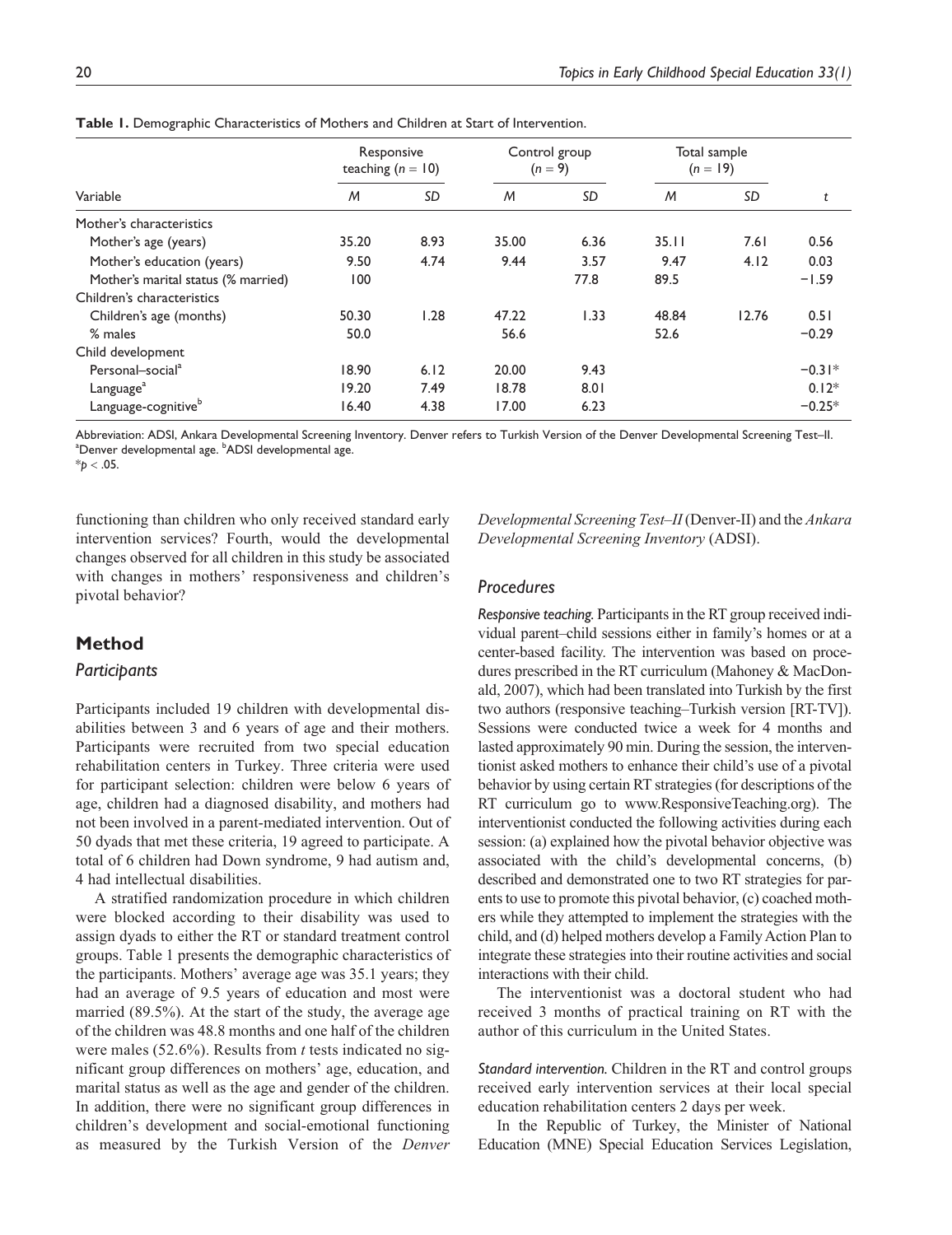**Table 1.** Demographic Characteristics of Mothers and Children at Start of Intervention.

| Variable | Responsive teaching ($n = 10$) | | Control group ($n = 9$) | | Total sample ($n = 19$) | | |
|---|---|---|---|---|---|---|---|
| | *M* | *SD* | *M* | *SD* | *M* | *SD* | *t* |
| Mother's characteristics | | | | | | | |
| Mother's age (years) | 35.20 | 8.93 | 35.00 | 6.36 | 35.11 | 7.61 | 0.56 |
| Mother's education (years) | 9.50 | 4.74 | 9.44 | 3.57 | 9.47 | 4.12 | 0.03 |
| Mother's marital status (% married) | 100 | | 77.8 | | 89.5 | | −1.59 |
| Children's characteristics | | | | | | | |
| Children's age (months) | 50.30 | 1.28 | 47.22 | 1.33 | 48.84 | 12.76 | 0.51 |
| % males | 50.0 | | 56.6 | | 52.6 | | −0.29 |
| Child development | | | | | | | |
| Personal–social[a] | 18.90 | 6.12 | 20.00 | 9.43 | | | −0.31* |
| Language[a] | 19.20 | 7.49 | 18.78 | 8.01 | | | 0.12* |
| Language-cognitive[b] | 16.40 | 4.38 | 17.00 | 6.23 | | | −0.25* |

Abbreviation: ADSI, Ankara Developmental Screening Inventory. Denver refers to Turkish Version of the Denver Developmental Screening Test–II.
[a]Denver developmental age. [b]ADSI developmental age.
*$p < .05$.

functioning than children who only received standard early intervention services? Fourth, would the developmental changes observed for all children in this study be associated with changes in mothers' responsiveness and children's pivotal behavior?

## Method

### Participants

Participants included 19 children with developmental disabilities between 3 and 6 years of age and their mothers. Participants were recruited from two special education rehabilitation centers in Turkey. Three criteria were used for participant selection: children were below 6 years of age, children had a diagnosed disability, and mothers had not been involved in a parent-mediated intervention. Out of 50 dyads that met these criteria, 19 agreed to participate. A total of 6 children had Down syndrome, 9 had autism and, 4 had intellectual disabilities.

A stratified randomization procedure in which children were blocked according to their disability was used to assign dyads to either the RT or standard treatment control groups. Table 1 presents the demographic characteristics of the participants. Mothers' average age was 35.1 years; they had an average of 9.5 years of education and most were married (89.5%). At the start of the study, the average age of the children was 48.8 months and one half of the children were males (52.6%). Results from *t* tests indicated no significant group differences on mothers' age, education, and marital status as well as the age and gender of the children. In addition, there were no significant group differences in children's development and social-emotional functioning as measured by the Turkish Version of the *Denver Developmental Screening Test–II* (Denver-II) and the *Ankara Developmental Screening Inventory* (ADSI).

### Procedures

*Responsive teaching.* Participants in the RT group received individual parent–child sessions either in family's homes or at a center-based facility. The intervention was based on procedures prescribed in the RT curriculum (Mahoney & MacDonald, 2007), which had been translated into Turkish by the first two authors (responsive teaching–Turkish version [RT-TV]). Sessions were conducted twice a week for 4 months and lasted approximately 90 min. During the session, the interventionist asked mothers to enhance their child's use of a pivotal behavior by using certain RT strategies (for descriptions of the RT curriculum go to www.ResponsiveTeaching.org). The interventionist conducted the following activities during each session: (a) explained how the pivotal behavior objective was associated with the child's developmental concerns, (b) described and demonstrated one to two RT strategies for parents to use to promote this pivotal behavior, (c) coached mothers while they attempted to implement the strategies with the child, and (d) helped mothers develop a Family Action Plan to integrate these strategies into their routine activities and social interactions with their child.

The interventionist was a doctoral student who had received 3 months of practical training on RT with the author of this curriculum in the United States.

*Standard intervention.* Children in the RT and control groups received early intervention services at their local special education rehabilitation centers 2 days per week.

In the Republic of Turkey, the Minister of National Education (MNE) Special Education Services Legislation,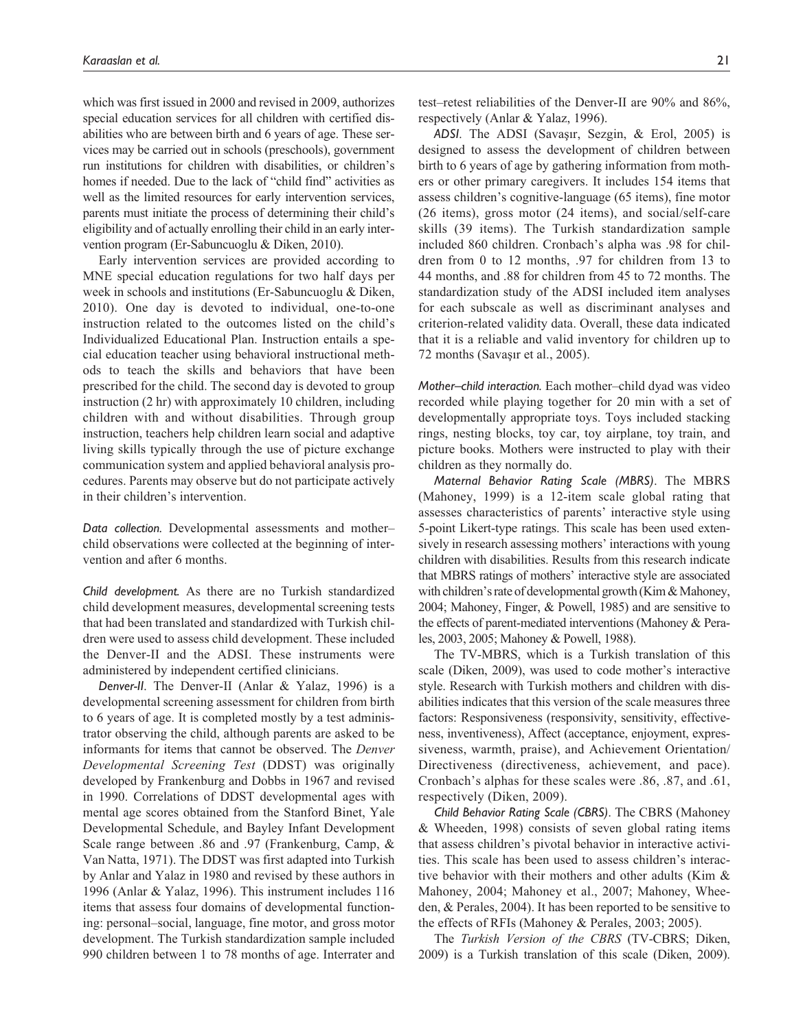which was first issued in 2000 and revised in 2009, authorizes special education services for all children with certified disabilities who are between birth and 6 years of age. These services may be carried out in schools (preschools), government run institutions for children with disabilities, or children's homes if needed. Due to the lack of "child find" activities as well as the limited resources for early intervention services, parents must initiate the process of determining their child's eligibility and of actually enrolling their child in an early intervention program (Er-Sabuncuoglu & Diken, 2010).

Early intervention services are provided according to MNE special education regulations for two half days per week in schools and institutions (Er-Sabuncuoglu & Diken, 2010). One day is devoted to individual, one-to-one instruction related to the outcomes listed on the child's Individualized Educational Plan. Instruction entails a special education teacher using behavioral instructional methods to teach the skills and behaviors that have been prescribed for the child. The second day is devoted to group instruction (2 hr) with approximately 10 children, including children with and without disabilities. Through group instruction, teachers help children learn social and adaptive living skills typically through the use of picture exchange communication system and applied behavioral analysis procedures. Parents may observe but do not participate actively in their children's intervention.

*Data collection.* Developmental assessments and mother–child observations were collected at the beginning of intervention and after 6 months.

*Child development.* As there are no Turkish standardized child development measures, developmental screening tests that had been translated and standardized with Turkish children were used to assess child development. These included the Denver-II and the ADSI. These instruments were administered by independent certified clinicians.

*Denver-II*. The Denver-II (Anlar & Yalaz, 1996) is a developmental screening assessment for children from birth to 6 years of age. It is completed mostly by a test administrator observing the child, although parents are asked to be informants for items that cannot be observed. The *Denver Developmental Screening Test* (DDST) was originally developed by Frankenburg and Dobbs in 1967 and revised in 1990. Correlations of DDST developmental ages with mental age scores obtained from the Stanford Binet, Yale Developmental Schedule, and Bayley Infant Development Scale range between .86 and .97 (Frankenburg, Camp, & Van Natta, 1971). The DDST was first adapted into Turkish by Anlar and Yalaz in 1980 and revised by these authors in 1996 (Anlar & Yalaz, 1996). This instrument includes 116 items that assess four domains of developmental functioning: personal–social, language, fine motor, and gross motor development. The Turkish standardization sample included 990 children between 1 to 78 months of age. Interrater and test–retest reliabilities of the Denver-II are 90% and 86%, respectively (Anlar & Yalaz, 1996).

*ADSI*. The ADSI (Savaşır, Sezgin, & Erol, 2005) is designed to assess the development of children between birth to 6 years of age by gathering information from mothers or other primary caregivers. It includes 154 items that assess children's cognitive-language (65 items), fine motor (26 items), gross motor (24 items), and social/self-care skills (39 items). The Turkish standardization sample included 860 children. Cronbach's alpha was .98 for children from 0 to 12 months, .97 for children from 13 to 44 months, and .88 for children from 45 to 72 months. The standardization study of the ADSI included item analyses for each subscale as well as discriminant analyses and criterion-related validity data. Overall, these data indicated that it is a reliable and valid inventory for children up to 72 months (Savaşır et al., 2005).

*Mother–child interaction.* Each mother–child dyad was video recorded while playing together for 20 min with a set of developmentally appropriate toys. Toys included stacking rings, nesting blocks, toy car, toy airplane, toy train, and picture books. Mothers were instructed to play with their children as they normally do.

*Maternal Behavior Rating Scale (MBRS)*. The MBRS (Mahoney, 1999) is a 12-item scale global rating that assesses characteristics of parents' interactive style using 5-point Likert-type ratings. This scale has been used extensively in research assessing mothers' interactions with young children with disabilities. Results from this research indicate that MBRS ratings of mothers' interactive style are associated with children's rate of developmental growth (Kim & Mahoney, 2004; Mahoney, Finger, & Powell, 1985) and are sensitive to the effects of parent-mediated interventions (Mahoney & Perales, 2003, 2005; Mahoney & Powell, 1988).

The TV-MBRS, which is a Turkish translation of this scale (Diken, 2009), was used to code mother's interactive style. Research with Turkish mothers and children with disabilities indicates that this version of the scale measures three factors: Responsiveness (responsivity, sensitivity, effectiveness, inventiveness), Affect (acceptance, enjoyment, expressiveness, warmth, praise), and Achievement Orientation/Directiveness (directiveness, achievement, and pace). Cronbach's alphas for these scales were .86, .87, and .61, respectively (Diken, 2009).

*Child Behavior Rating Scale (CBRS)*. The CBRS (Mahoney & Wheeden, 1998) consists of seven global rating items that assess children's pivotal behavior in interactive activities. This scale has been used to assess children's interactive behavior with their mothers and other adults (Kim & Mahoney, 2004; Mahoney et al., 2007; Mahoney, Wheeden, & Perales, 2004). It has been reported to be sensitive to the effects of RFIs (Mahoney & Perales, 2003; 2005).

The *Turkish Version of the CBRS* (TV-CBRS; Diken, 2009) is a Turkish translation of this scale (Diken, 2009).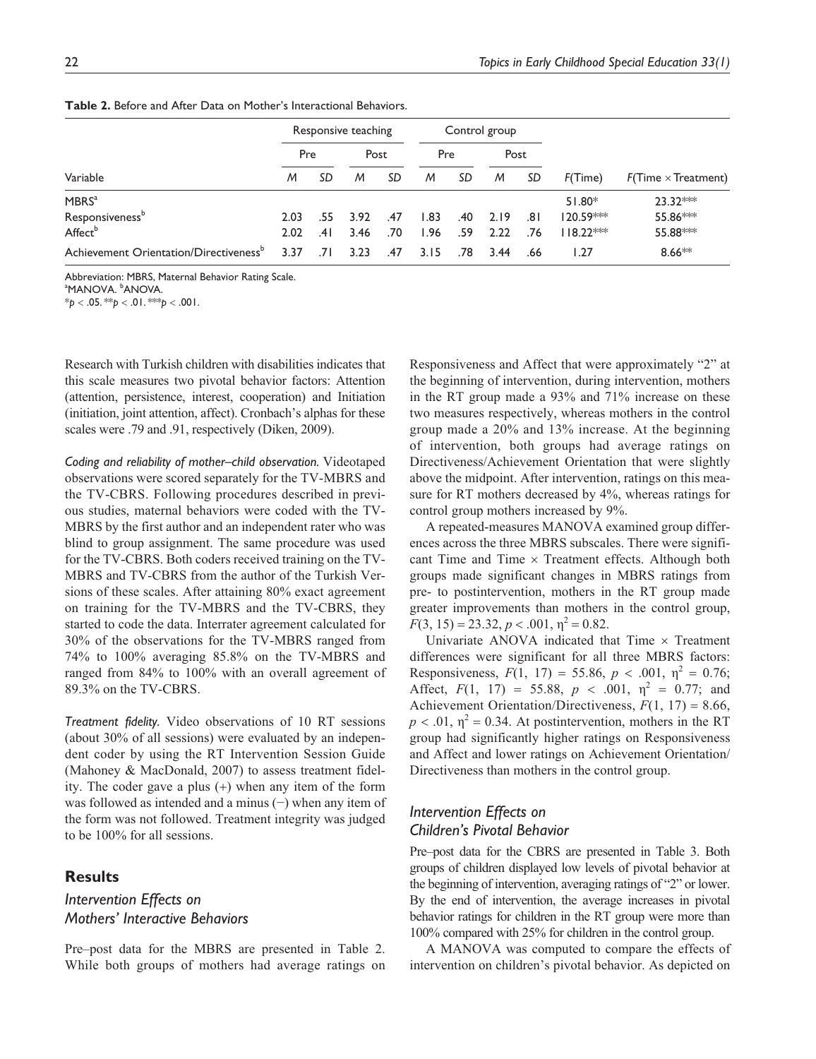**Table 2.** Before and After Data on Mother's Interactional Behaviors.

| | Responsive teaching | | | | Control group | | | | | |
|---|---|---|---|---|---|---|---|---|---|---|
| | Pre | | Post | | Pre | | Post | | | |
| Variable | *M* | *SD* | *M* | *SD* | *M* | *SD* | *M* | *SD* | *F*(Time) | *F*(Time × Treatment) |
| MBRS[a] | | | | | | | | | 51.80* | 23.32*** |
| Responsiveness[b] | 2.03 | .55 | 3.92 | .47 | 1.83 | .40 | 2.19 | .81 | 120.59*** | 55.86*** |
| Affect[b] | 2.02 | .41 | 3.46 | .70 | 1.96 | .59 | 2.22 | .76 | 118.22*** | 55.88*** |
| Achievement Orientation/Directiveness[b] | 3.37 | .71 | 3.23 | .47 | 3.15 | .78 | 3.44 | .66 | 1.27 | 8.66** |

Abbreviation: MBRS, Maternal Behavior Rating Scale.
[a]MANOVA. [b]ANOVA.
*$p < .05$. **$p < .01$. ***$p < .001$.

Research with Turkish children with disabilities indicates that this scale measures two pivotal behavior factors: Attention (attention, persistence, interest, cooperation) and Initiation (initiation, joint attention, affect). Cronbach's alphas for these scales were .79 and .91, respectively (Diken, 2009).

*Coding and reliability of mother–child observation.* Videotaped observations were scored separately for the TV-MBRS and the TV-CBRS. Following procedures described in previous studies, maternal behaviors were coded with the TV-MBRS by the first author and an independent rater who was blind to group assignment. The same procedure was used for the TV-CBRS. Both coders received training on the TV-MBRS and TV-CBRS from the author of the Turkish Versions of these scales. After attaining 80% exact agreement on training for the TV-MBRS and the TV-CBRS, they started to code the data. Interrater agreement calculated for 30% of the observations for the TV-MBRS ranged from 74% to 100% averaging 85.8% on the TV-MBRS and ranged from 84% to 100% with an overall agreement of 89.3% on the TV-CBRS.

*Treatment fidelity.* Video observations of 10 RT sessions (about 30% of all sessions) were evaluated by an independent coder by using the RT Intervention Session Guide (Mahoney & MacDonald, 2007) to assess treatment fidelity. The coder gave a plus (+) when any item of the form was followed as intended and a minus (−) when any item of the form was not followed. Treatment integrity was judged to be 100% for all sessions.

## Results

### Intervention Effects on Mothers' Interactive Behaviors

Pre–post data for the MBRS are presented in Table 2. While both groups of mothers had average ratings on Responsiveness and Affect that were approximately "2" at the beginning of intervention, during intervention, mothers in the RT group made a 93% and 71% increase on these two measures respectively, whereas mothers in the control group made a 20% and 13% increase. At the beginning of intervention, both groups had average ratings on Directiveness/Achievement Orientation that were slightly above the midpoint. After intervention, ratings on this measure for RT mothers decreased by 4%, whereas ratings for control group mothers increased by 9%.

A repeated-measures MANOVA examined group differences across the three MBRS subscales. There were significant Time and Time × Treatment effects. Although both groups made significant changes in MBRS ratings from pre- to postintervention, mothers in the RT group made greater improvements than mothers in the control group, $F(3, 15) = 23.32$, $p < .001$, $\eta^2 = 0.82$.

Univariate ANOVA indicated that Time × Treatment differences were significant for all three MBRS factors: Responsiveness, $F(1, 17) = 55.86$, $p < .001$, $\eta^2 = 0.76$; Affect, $F(1, 17) = 55.88$, $p < .001$, $\eta^2 = 0.77$; and Achievement Orientation/Directiveness, $F(1, 17) = 8.66$, $p < .01$, $\eta^2 = 0.34$. At postintervention, mothers in the RT group had significantly higher ratings on Responsiveness and Affect and lower ratings on Achievement Orientation/Directiveness than mothers in the control group.

### Intervention Effects on Children's Pivotal Behavior

Pre–post data for the CBRS are presented in Table 3. Both groups of children displayed low levels of pivotal behavior at the beginning of intervention, averaging ratings of "2" or lower. By the end of intervention, the average increases in pivotal behavior ratings for children in the RT group were more than 100% compared with 25% for children in the control group.

A MANOVA was computed to compare the effects of intervention on children's pivotal behavior. As depicted on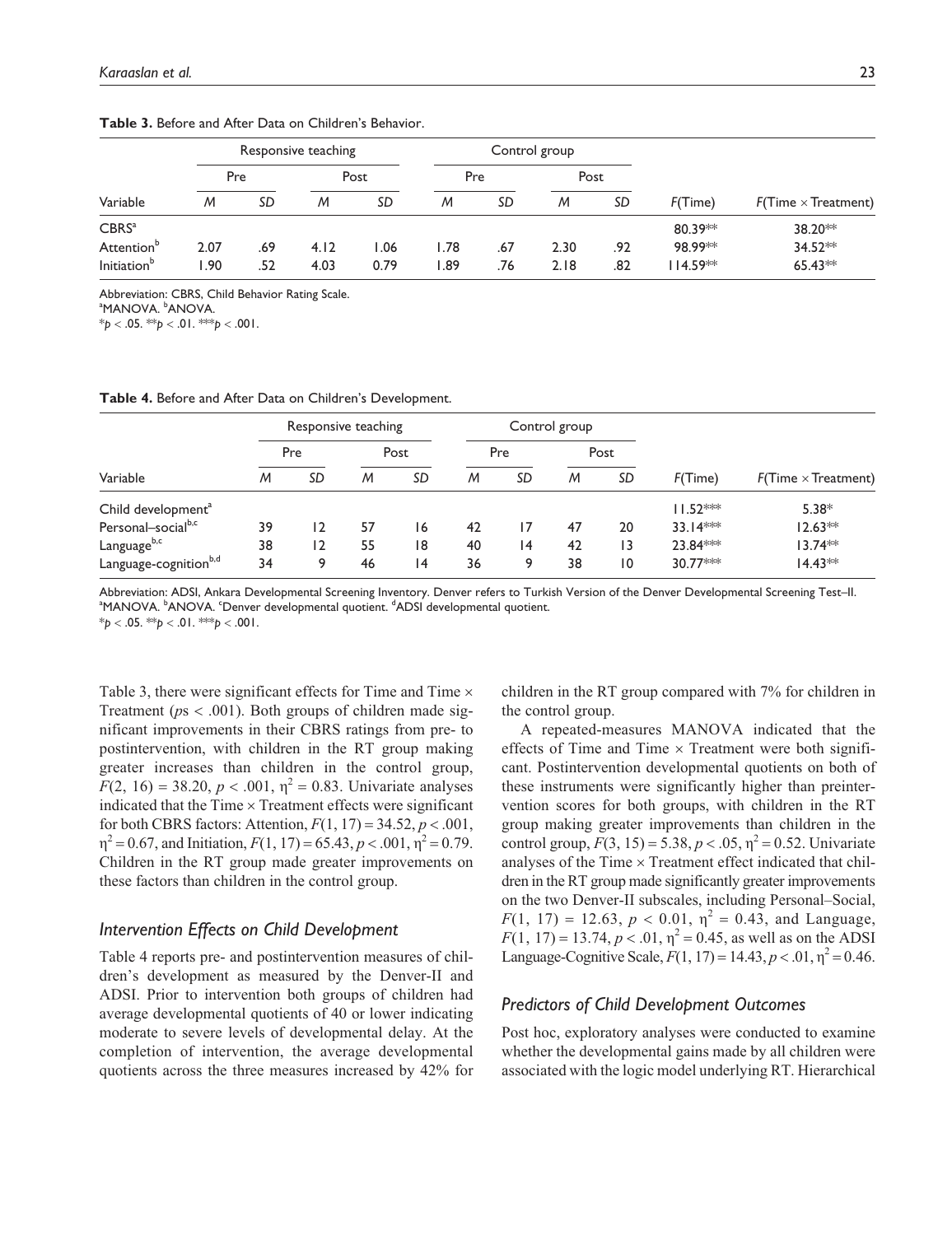**Table 3.** Before and After Data on Children's Behavior.

| Variable | Responsive teaching | | | | Control group | | | | $F$(Time) | $F$(Time × Treatment) |
|---|---|---|---|---|---|---|---|---|---|---|
| | Pre | | Post | | Pre | | Post | | | |
| | $M$ | $SD$ | $M$ | $SD$ | $M$ | $SD$ | $M$ | $SD$ | | |
| CBRS[a] | | | | | | | | | 80.39** | 38.20** |
| Attention[b] | 2.07 | .69 | 4.12 | 1.06 | 1.78 | .67 | 2.30 | .92 | 98.99** | 34.52** |
| Initiation[b] | 1.90 | .52 | 4.03 | 0.79 | 1.89 | .76 | 2.18 | .82 | 114.59** | 65.43** |

Abbreviation: CBRS, Child Behavior Rating Scale.
[a]MANOVA. [b]ANOVA.
*$p < .05$. **$p < .01$. ***$p < .001$.

**Table 4.** Before and After Data on Children's Development.

| Variable | Responsive teaching | | | | Control group | | | | $F$(Time) | $F$(Time × Treatment) |
|---|---|---|---|---|---|---|---|---|---|---|
| | Pre | | Post | | Pre | | Post | | | |
| | $M$ | $SD$ | $M$ | $SD$ | $M$ | $SD$ | $M$ | $SD$ | | |
| Child development[a] | | | | | | | | | 11.52*** | 5.38* |
| Personal–social[b,c] | 39 | 12 | 57 | 16 | 42 | 17 | 47 | 20 | 33.14*** | 12.63** |
| Language[b,c] | 38 | 12 | 55 | 18 | 40 | 14 | 42 | 13 | 23.84*** | 13.74** |
| Language-cognition[b,d] | 34 | 9 | 46 | 14 | 36 | 9 | 38 | 10 | 30.77*** | 14.43** |

Abbreviation: ADSI, Ankara Developmental Screening Inventory. Denver refers to Turkish Version of the Denver Developmental Screening Test–II.
[a]MANOVA. [b]ANOVA. [c]Denver developmental quotient. [d]ADSI developmental quotient.
*$p < .05$. **$p < .01$. ***$p < .001$.

Table 3, there were significant effects for Time and Time × Treatment ($p$s < .001). Both groups of children made significant improvements in their CBRS ratings from pre- to postintervention, with children in the RT group making greater increases than children in the control group, $F(2, 16) = 38.20$, $p < .001$, $\eta^2 = 0.83$. Univariate analyses indicated that the Time × Treatment effects were significant for both CBRS factors: Attention, $F(1, 17) = 34.52$, $p < .001$, $\eta^2 = 0.67$, and Initiation, $F(1, 17) = 65.43$, $p < .001$, $\eta^2 = 0.79$. Children in the RT group made greater improvements on these factors than children in the control group.

### *Intervention Effects on Child Development*

Table 4 reports pre- and postintervention measures of children's development as measured by the Denver-II and ADSI. Prior to intervention both groups of children had average developmental quotients of 40 or lower indicating moderate to severe levels of developmental delay. At the completion of intervention, the average developmental quotients across the three measures increased by 42% for children in the RT group compared with 7% for children in the control group.

A repeated-measures MANOVA indicated that the effects of Time and Time × Treatment were both significant. Postintervention developmental quotients on both of these instruments were significantly higher than preintervention scores for both groups, with children in the RT group making greater improvements than children in the control group, $F(3, 15) = 5.38$, $p < .05$, $\eta^2 = 0.52$. Univariate analyses of the Time × Treatment effect indicated that children in the RT group made significantly greater improvements on the two Denver-II subscales, including Personal–Social, $F(1, 17) = 12.63$, $p < 0.01$, $\eta^2 = 0.43$, and Language, $F(1, 17) = 13.74$, $p < .01$, $\eta^2 = 0.45$, as well as on the ADSI Language-Cognitive Scale, $F(1, 17) = 14.43$, $p < .01$, $\eta^2 = 0.46$.

### *Predictors of Child Development Outcomes*

Post hoc, exploratory analyses were conducted to examine whether the developmental gains made by all children were associated with the logic model underlying RT. Hierarchical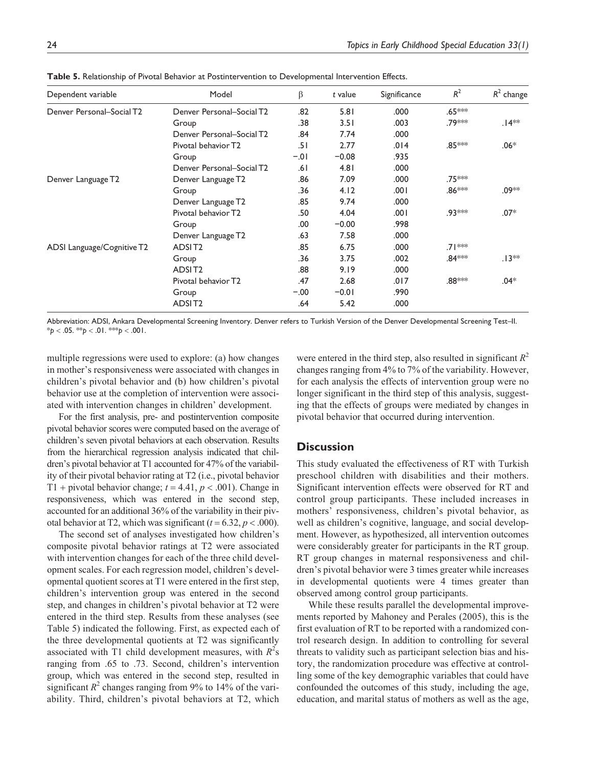**Table 5.** Relationship of Pivotal Behavior at Postintervention to Developmental Intervention Effects.

| Dependent variable | Model | β | *t* value | Significance | $R^2$ | $R^2$ change |
|---|---|---|---|---|---|---|
| Denver Personal–Social T2 | Denver Personal–Social T2 | .82 | 5.81 | .000 | .65*** | |
| | Group | .38 | 3.51 | .003 | .79*** | .14** |
| | Denver Personal–Social T2 | .84 | 7.74 | .000 | | |
| | Pivotal behavior T2 | .51 | 2.77 | .014 | .85*** | .06* |
| | Group | −.01 | −0.08 | .935 | | |
| | Denver Personal–Social T2 | .61 | 4.81 | .000 | | |
| Denver Language T2 | Denver Language T2 | .86 | 7.09 | .000 | .75*** | |
| | Group | .36 | 4.12 | .001 | .86*** | .09** |
| | Denver Language T2 | .85 | 9.74 | .000 | | |
| | Pivotal behavior T2 | .50 | 4.04 | .001 | .93*** | .07* |
| | Group | .00 | −0.00 | .998 | | |
| | Denver Language T2 | .63 | 7.58 | .000 | | |
| ADSI Language/Cognitive T2 | ADSI T2 | .85 | 6.75 | .000 | .71*** | |
| | Group | .36 | 3.75 | .002 | .84*** | .13** |
| | ADSI T2 | .88 | 9.19 | .000 | | |
| | Pivotal behavior T2 | .47 | 2.68 | .017 | .88*** | .04* |
| | Group | −.00 | −0.01 | .990 | | |
| | ADSI T2 | .64 | 5.42 | .000 | | |

Abbreviation: ADSI, Ankara Developmental Screening Inventory. Denver refers to Turkish Version of the Denver Developmental Screening Test–II.
*$p < .05$. **$p < .01$. ***$p < .001$.

multiple regressions were used to explore: (a) how changes in mother's responsiveness were associated with changes in children's pivotal behavior and (b) how children's pivotal behavior use at the completion of intervention were associated with intervention changes in children' development.

For the first analysis, pre- and postintervention composite pivotal behavior scores were computed based on the average of children's seven pivotal behaviors at each observation. Results from the hierarchical regression analysis indicated that children's pivotal behavior at T1 accounted for 47% of the variability of their pivotal behavior rating at T2 (i.e., pivotal behavior T1 + pivotal behavior change; $t = 4.41$, $p < .001$). Change in responsiveness, which was entered in the second step, accounted for an additional 36% of the variability in their pivotal behavior at T2, which was significant ($t = 6.32$, $p < .000$).

The second set of analyses investigated how children's composite pivotal behavior ratings at T2 were associated with intervention changes for each of the three child development scales. For each regression model, children's developmental quotient scores at T1 were entered in the first step, children's intervention group was entered in the second step, and changes in children's pivotal behavior at T2 were entered in the third step. Results from these analyses (see Table 5) indicated the following. First, as expected each of the three developmental quotients at T2 was significantly associated with T1 child development measures, with $R^2$s ranging from .65 to .73. Second, children's intervention group, which was entered in the second step, resulted in significant $R^2$ changes ranging from 9% to 14% of the variability. Third, children's pivotal behaviors at T2, which were entered in the third step, also resulted in significant $R^2$ changes ranging from 4% to 7% of the variability. However, for each analysis the effects of intervention group were no longer significant in the third step of this analysis, suggesting that the effects of groups were mediated by changes in pivotal behavior that occurred during intervention.

## Discussion

This study evaluated the effectiveness of RT with Turkish preschool children with disabilities and their mothers. Significant intervention effects were observed for RT and control group participants. These included increases in mothers' responsiveness, children's pivotal behavior, as well as children's cognitive, language, and social development. However, as hypothesized, all intervention outcomes were considerably greater for participants in the RT group. RT group changes in maternal responsiveness and children's pivotal behavior were 3 times greater while increases in developmental quotients were 4 times greater than observed among control group participants.

While these results parallel the developmental improvements reported by Mahoney and Perales (2005), this is the first evaluation of RT to be reported with a randomized control research design. In addition to controlling for several threats to validity such as participant selection bias and history, the randomization procedure was effective at controlling some of the key demographic variables that could have confounded the outcomes of this study, including the age, education, and marital status of mothers as well as the age,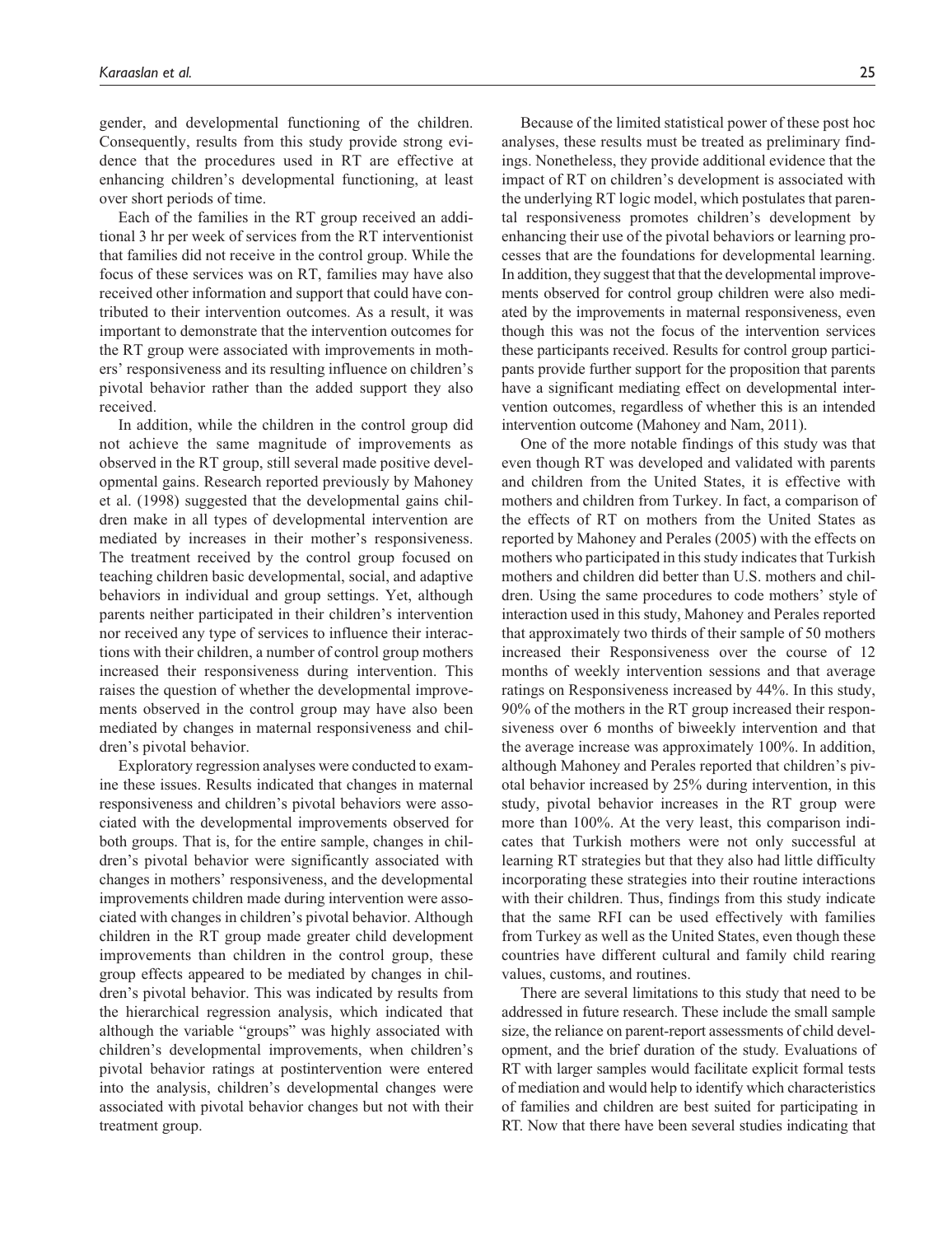gender, and developmental functioning of the children. Consequently, results from this study provide strong evidence that the procedures used in RT are effective at enhancing children's developmental functioning, at least over short periods of time.

Each of the families in the RT group received an additional 3 hr per week of services from the RT interventionist that families did not receive in the control group. While the focus of these services was on RT, families may have also received other information and support that could have contributed to their intervention outcomes. As a result, it was important to demonstrate that the intervention outcomes for the RT group were associated with improvements in mothers' responsiveness and its resulting influence on children's pivotal behavior rather than the added support they also received.

In addition, while the children in the control group did not achieve the same magnitude of improvements as observed in the RT group, still several made positive developmental gains. Research reported previously by Mahoney et al. (1998) suggested that the developmental gains children make in all types of developmental intervention are mediated by increases in their mother's responsiveness. The treatment received by the control group focused on teaching children basic developmental, social, and adaptive behaviors in individual and group settings. Yet, although parents neither participated in their children's intervention nor received any type of services to influence their interactions with their children, a number of control group mothers increased their responsiveness during intervention. This raises the question of whether the developmental improvements observed in the control group may have also been mediated by changes in maternal responsiveness and children's pivotal behavior.

Exploratory regression analyses were conducted to examine these issues. Results indicated that changes in maternal responsiveness and children's pivotal behaviors were associated with the developmental improvements observed for both groups. That is, for the entire sample, changes in children's pivotal behavior were significantly associated with changes in mothers' responsiveness, and the developmental improvements children made during intervention were associated with changes in children's pivotal behavior. Although children in the RT group made greater child development improvements than children in the control group, these group effects appeared to be mediated by changes in children's pivotal behavior. This was indicated by results from the hierarchical regression analysis, which indicated that although the variable "groups" was highly associated with children's developmental improvements, when children's pivotal behavior ratings at postintervention were entered into the analysis, children's developmental changes were associated with pivotal behavior changes but not with their treatment group.

Because of the limited statistical power of these post hoc analyses, these results must be treated as preliminary findings. Nonetheless, they provide additional evidence that the impact of RT on children's development is associated with the underlying RT logic model, which postulates that parental responsiveness promotes children's development by enhancing their use of the pivotal behaviors or learning processes that are the foundations for developmental learning. In addition, they suggest that that the developmental improvements observed for control group children were also mediated by the improvements in maternal responsiveness, even though this was not the focus of the intervention services these participants received. Results for control group participants provide further support for the proposition that parents have a significant mediating effect on developmental intervention outcomes, regardless of whether this is an intended intervention outcome (Mahoney and Nam, 2011).

One of the more notable findings of this study was that even though RT was developed and validated with parents and children from the United States, it is effective with mothers and children from Turkey. In fact, a comparison of the effects of RT on mothers from the United States as reported by Mahoney and Perales (2005) with the effects on mothers who participated in this study indicates that Turkish mothers and children did better than U.S. mothers and children. Using the same procedures to code mothers' style of interaction used in this study, Mahoney and Perales reported that approximately two thirds of their sample of 50 mothers increased their Responsiveness over the course of 12 months of weekly intervention sessions and that average ratings on Responsiveness increased by 44%. In this study, 90% of the mothers in the RT group increased their responsiveness over 6 months of biweekly intervention and that the average increase was approximately 100%. In addition, although Mahoney and Perales reported that children's pivotal behavior increased by 25% during intervention, in this study, pivotal behavior increases in the RT group were more than 100%. At the very least, this comparison indicates that Turkish mothers were not only successful at learning RT strategies but that they also had little difficulty incorporating these strategies into their routine interactions with their children. Thus, findings from this study indicate that the same RFI can be used effectively with families from Turkey as well as the United States, even though these countries have different cultural and family child rearing values, customs, and routines.

There are several limitations to this study that need to be addressed in future research. These include the small sample size, the reliance on parent-report assessments of child development, and the brief duration of the study. Evaluations of RT with larger samples would facilitate explicit formal tests of mediation and would help to identify which characteristics of families and children are best suited for participating in RT. Now that there have been several studies indicating that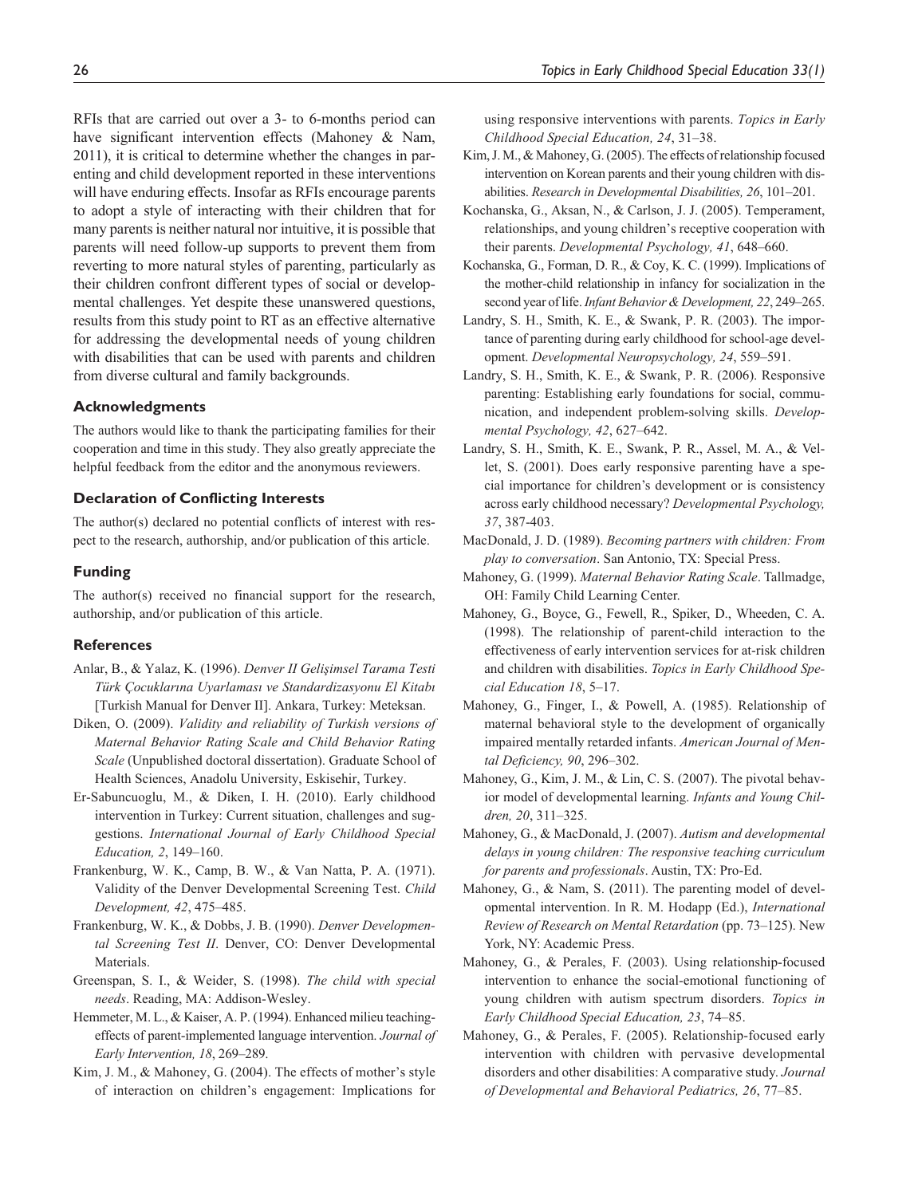RFIs that are carried out over a 3- to 6-months period can have significant intervention effects (Mahoney & Nam, 2011), it is critical to determine whether the changes in parenting and child development reported in these interventions will have enduring effects. Insofar as RFIs encourage parents to adopt a style of interacting with their children that for many parents is neither natural nor intuitive, it is possible that parents will need follow-up supports to prevent them from reverting to more natural styles of parenting, particularly as their children confront different types of social or developmental challenges. Yet despite these unanswered questions, results from this study point to RT as an effective alternative for addressing the developmental needs of young children with disabilities that can be used with parents and children from diverse cultural and family backgrounds.

### Acknowledgments

The authors would like to thank the participating families for their cooperation and time in this study. They also greatly appreciate the helpful feedback from the editor and the anonymous reviewers.

### Declaration of Conflicting Interests

The author(s) declared no potential conflicts of interest with respect to the research, authorship, and/or publication of this article.

### Funding

The author(s) received no financial support for the research, authorship, and/or publication of this article.

### References

Anlar, B., & Yalaz, K. (1996). *Denver II Gelişimsel Tarama Testi Türk Çocuklarına Uyarlaması ve Standardizasyonu El Kitabı* [Turkish Manual for Denver II]. Ankara, Turkey: Meteksan.

Diken, O. (2009). *Validity and reliability of Turkish versions of Maternal Behavior Rating Scale and Child Behavior Rating Scale* (Unpublished doctoral dissertation). Graduate School of Health Sciences, Anadolu University, Eskisehir, Turkey.

Er-Sabuncuoglu, M., & Diken, I. H. (2010). Early childhood intervention in Turkey: Current situation, challenges and suggestions. *International Journal of Early Childhood Special Education, 2*, 149–160.

Frankenburg, W. K., Camp, B. W., & Van Natta, P. A. (1971). Validity of the Denver Developmental Screening Test. *Child Development, 42*, 475–485.

Frankenburg, W. K., & Dobbs, J. B. (1990). *Denver Developmental Screening Test II*. Denver, CO: Denver Developmental Materials.

Greenspan, S. I., & Weider, S. (1998). *The child with special needs*. Reading, MA: Addison-Wesley.

Hemmeter, M. L., & Kaiser, A. P. (1994). Enhanced milieu teaching-effects of parent-implemented language intervention. *Journal of Early Intervention, 18*, 269–289.

Kim, J. M., & Mahoney, G. (2004). The effects of mother's style of interaction on children's engagement: Implications for using responsive interventions with parents. *Topics in Early Childhood Special Education, 24*, 31–38.

Kim, J. M., & Mahoney, G. (2005). The effects of relationship focused intervention on Korean parents and their young children with disabilities. *Research in Developmental Disabilities, 26*, 101–201.

Kochanska, G., Aksan, N., & Carlson, J. J. (2005). Temperament, relationships, and young children's receptive cooperation with their parents. *Developmental Psychology, 41*, 648–660.

Kochanska, G., Forman, D. R., & Coy, K. C. (1999). Implications of the mother-child relationship in infancy for socialization in the second year of life. *Infant Behavior & Development, 22*, 249–265.

Landry, S. H., Smith, K. E., & Swank, P. R. (2003). The importance of parenting during early childhood for school-age development. *Developmental Neuropsychology, 24*, 559–591.

Landry, S. H., Smith, K. E., & Swank, P. R. (2006). Responsive parenting: Establishing early foundations for social, communication, and independent problem-solving skills. *Developmental Psychology, 42*, 627–642.

Landry, S. H., Smith, K. E., Swank, P. R., Assel, M. A., & Vellet, S. (2001). Does early responsive parenting have a special importance for children's development or is consistency across early childhood necessary? *Developmental Psychology, 37*, 387-403.

MacDonald, J. D. (1989). *Becoming partners with children: From play to conversation*. San Antonio, TX: Special Press.

Mahoney, G. (1999). *Maternal Behavior Rating Scale*. Tallmadge, OH: Family Child Learning Center.

Mahoney, G., Boyce, G., Fewell, R., Spiker, D., Wheeden, C. A. (1998). The relationship of parent-child interaction to the effectiveness of early intervention services for at-risk children and children with disabilities. *Topics in Early Childhood Special Education 18*, 5–17.

Mahoney, G., Finger, I., & Powell, A. (1985). Relationship of maternal behavioral style to the development of organically impaired mentally retarded infants. *American Journal of Mental Deficiency, 90*, 296–302.

Mahoney, G., Kim, J. M., & Lin, C. S. (2007). The pivotal behavior model of developmental learning. *Infants and Young Children, 20*, 311–325.

Mahoney, G., & MacDonald, J. (2007). *Autism and developmental delays in young children: The responsive teaching curriculum for parents and professionals*. Austin, TX: Pro-Ed.

Mahoney, G., & Nam, S. (2011). The parenting model of developmental intervention. In R. M. Hodapp (Ed.), *International Review of Research on Mental Retardation* (pp. 73–125). New York, NY: Academic Press.

Mahoney, G., & Perales, F. (2003). Using relationship-focused intervention to enhance the social-emotional functioning of young children with autism spectrum disorders. *Topics in Early Childhood Special Education, 23*, 74–85.

Mahoney, G., & Perales, F. (2005). Relationship-focused early intervention with children with pervasive developmental disorders and other disabilities: A comparative study. *Journal of Developmental and Behavioral Pediatrics, 26*, 77–85.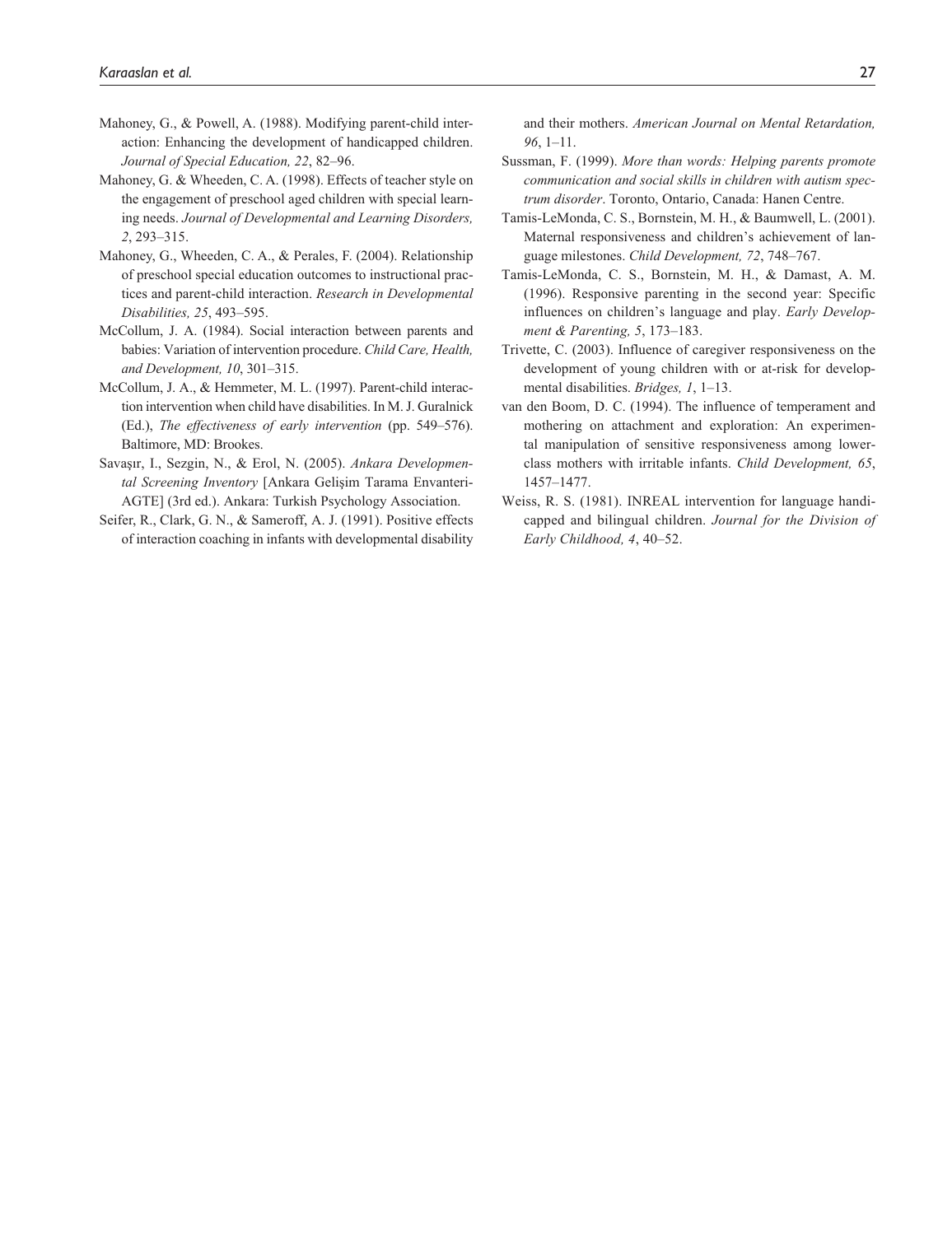Mahoney, G., & Powell, A. (1988). Modifying parent-child interaction: Enhancing the development of handicapped children. *Journal of Special Education, 22*, 82–96.

Mahoney, G. & Wheeden, C. A. (1998). Effects of teacher style on the engagement of preschool aged children with special learning needs. *Journal of Developmental and Learning Disorders, 2*, 293–315.

Mahoney, G., Wheeden, C. A., & Perales, F. (2004). Relationship of preschool special education outcomes to instructional practices and parent-child interaction. *Research in Developmental Disabilities, 25*, 493–595.

McCollum, J. A. (1984). Social interaction between parents and babies: Variation of intervention procedure. *Child Care, Health, and Development, 10*, 301–315.

McCollum, J. A., & Hemmeter, M. L. (1997). Parent-child interaction intervention when child have disabilities. In M. J. Guralnick (Ed.), *The effectiveness of early intervention* (pp. 549–576). Baltimore, MD: Brookes.

Savaşır, I., Sezgin, N., & Erol, N. (2005). *Ankara Developmental Screening Inventory* [Ankara Gelişim Tarama Envanteri-AGTE] (3rd ed.). Ankara: Turkish Psychology Association.

Seifer, R., Clark, G. N., & Sameroff, A. J. (1991). Positive effects of interaction coaching in infants with developmental disability and their mothers. *American Journal on Mental Retardation, 96*, 1–11.

Sussman, F. (1999). *More than words: Helping parents promote communication and social skills in children with autism spectrum disorder*. Toronto, Ontario, Canada: Hanen Centre.

Tamis-LeMonda, C. S., Bornstein, M. H., & Baumwell, L. (2001). Maternal responsiveness and children's achievement of language milestones. *Child Development, 72*, 748–767.

Tamis-LeMonda, C. S., Bornstein, M. H., & Damast, A. M. (1996). Responsive parenting in the second year: Specific influences on children's language and play. *Early Development & Parenting, 5*, 173–183.

Trivette, C. (2003). Influence of caregiver responsiveness on the development of young children with or at-risk for developmental disabilities. *Bridges, 1*, 1–13.

van den Boom, D. C. (1994). The influence of temperament and mothering on attachment and exploration: An experimental manipulation of sensitive responsiveness among lower-class mothers with irritable infants. *Child Development, 65*, 1457–1477.

Weiss, R. S. (1981). INREAL intervention for language handicapped and bilingual children. *Journal for the Division of Early Childhood, 4*, 40–52.